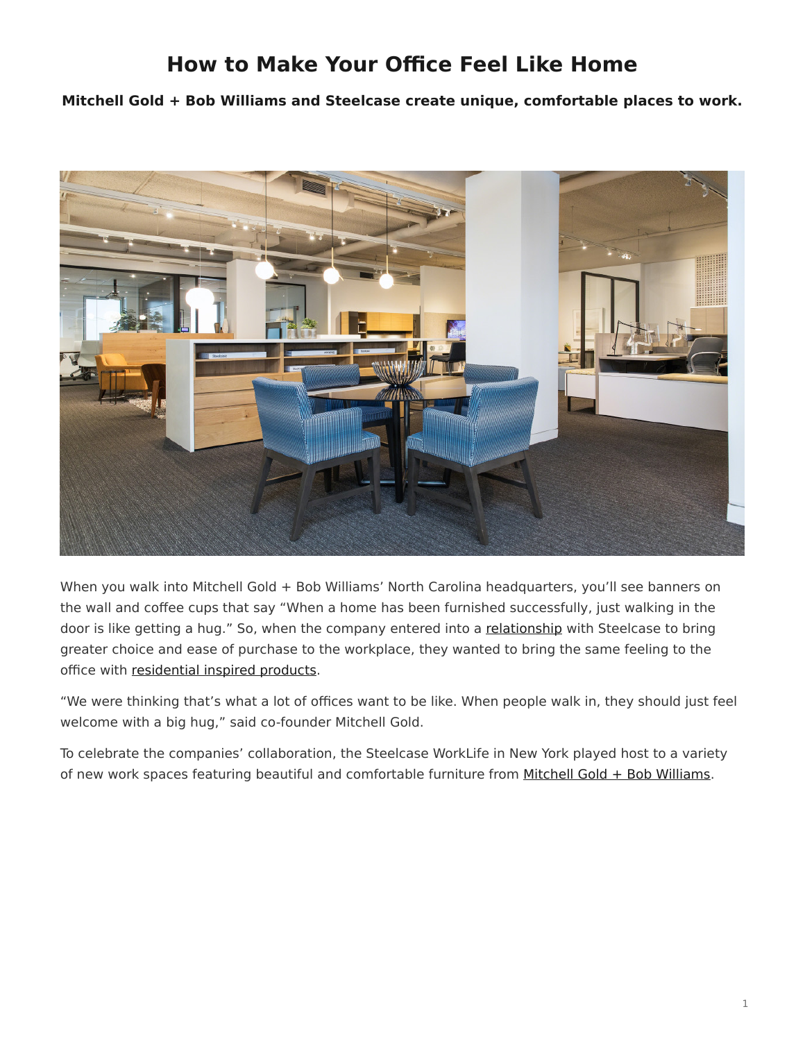# How to Make Your Office Feel Like Home

**Mitchell Gold + Bob Williams and Steelcase create unique, comfortable places to work.**

When you walk into Mitchell Gold + Bob Williams' North Carolina headquarters, you'll see banners on the wall and coffee cups that say "When a home has been furnished successfully, just walking in the door is like getting a hug." So, when the company entered into a relationship with Steelcase to bring greater choice and ease of purchase to the workplace, they wanted to bring the same feeling to the office with residential inspired products.

"We were thinking that's what a lot of offices want to be like. When people walk in, they should just feel welcome with a big hug," said co-founder Mitchell Gold.

To celebrate the companies' collaboration, the Steelcase WorkLife in New York played host to a variety of new work spaces featuring beautiful and comfortable furniture from Mitchell Gold + Bob Williams.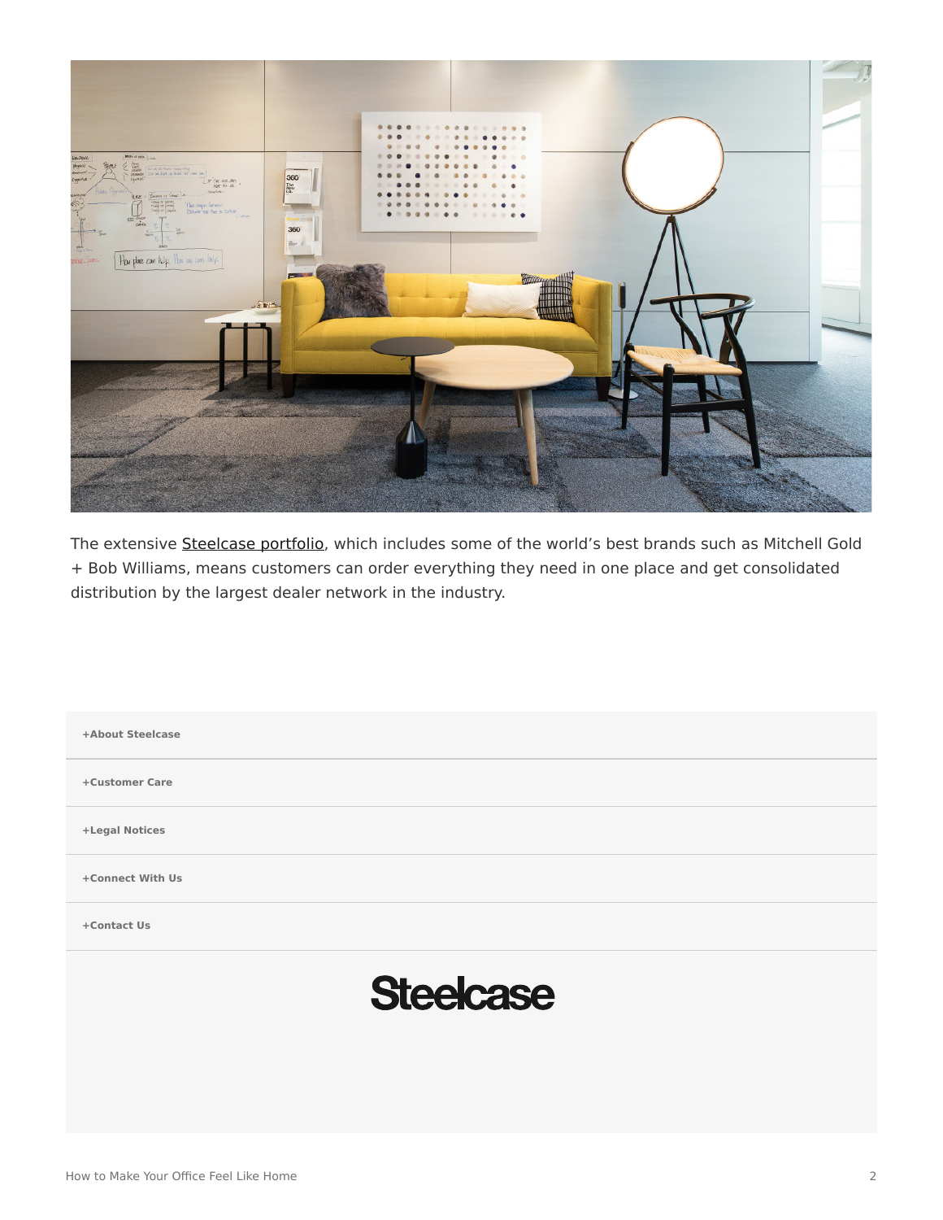The extensive Steelcase portfolio, which includes some of the world's best brands such as Mitchell Gold + Bob Williams, means customers can order everything they need in one place and get consolidated distribution by the largest dealer network in the industry.

+About Steelcase

+Customer Care

+Legal Notices

+Connect With Us

+Contact Us

Steelcase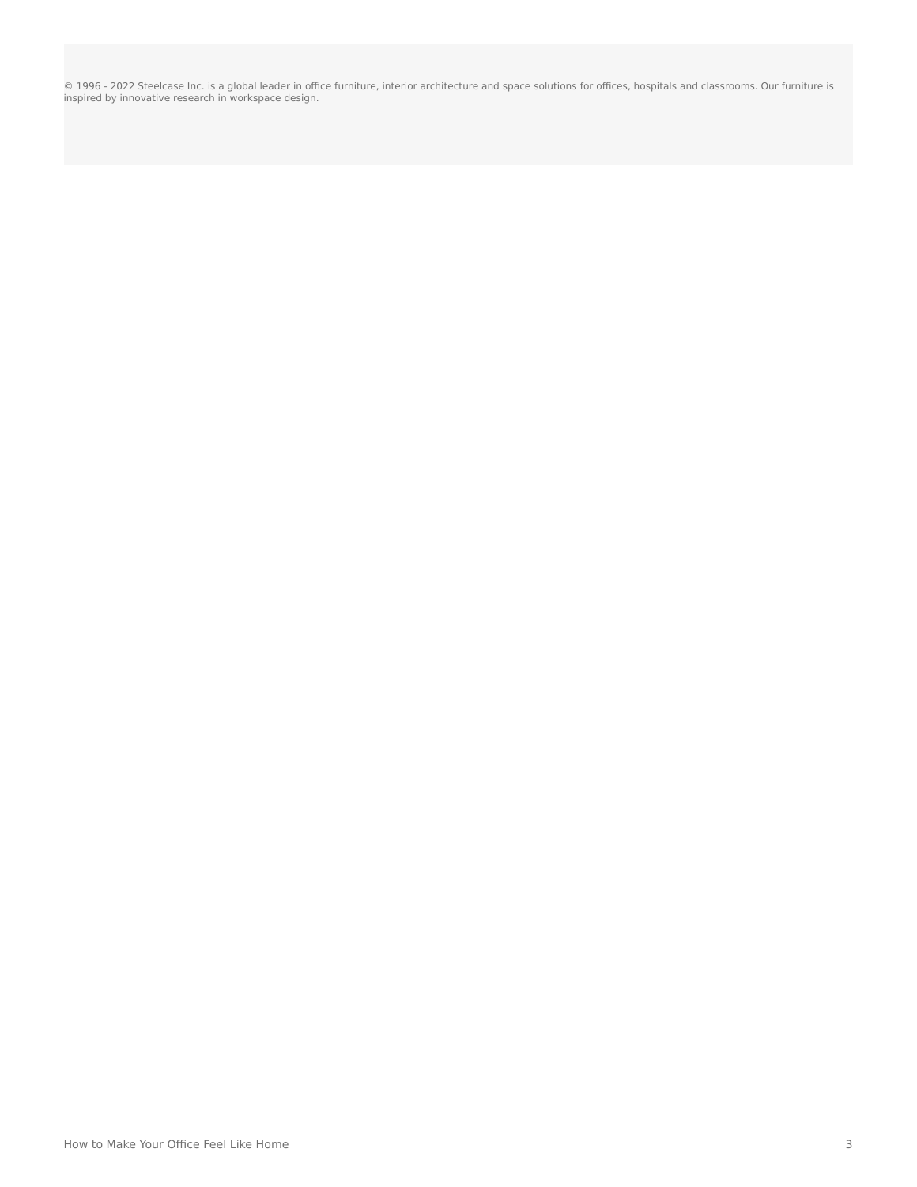© 1996 - 2022 Steelcase Inc. is a global leader in office furniture, interior architecture and space solutions for offices, hospitals and classrooms. Our furniture is inspired by innovative research in workspace design.